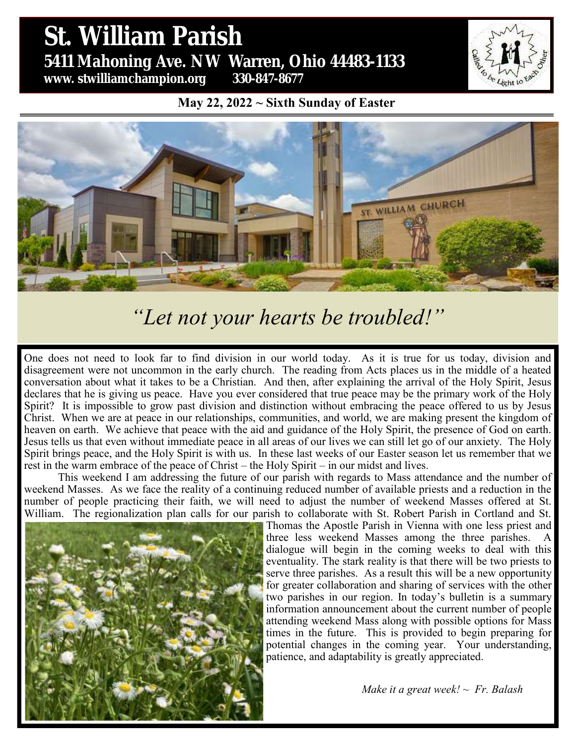# St. William Parish

**5411 Mahoning Ave. NW Warren, Ohio 44483-1133**

**www. stwilliamchampion.org 330-847-8677**

**May 22, 2022 ~ Sixth Sunday of Easter**

## *"Let not your hearts be troubled!"*

One does not need to look far to find division in our world today. As it is true for us today, division and disagreement were not uncommon in the early church. The reading from Acts places us in the middle of a heated conversation about what it takes to be a Christian. And then, after explaining the arrival of the Holy Spirit, Jesus declares that he is giving us peace. Have you ever considered that true peace may be the primary work of the Holy Spirit? It is impossible to grow past division and distinction without embracing the peace offered to us by Jesus Christ. When we are at peace in our relationships, communities, and world, we are making present the kingdom of heaven on earth. We achieve that peace with the aid and guidance of the Holy Spirit, the presence of God on earth. Jesus tells us that even without immediate peace in all areas of our lives we can still let go of our anxiety. The Holy Spirit brings peace, and the Holy Spirit is with us. In these last weeks of our Easter season let us remember that we rest in the warm embrace of the peace of Christ – the Holy Spirit – in our midst and lives.

This weekend I am addressing the future of our parish with regards to Mass attendance and the number of weekend Masses. As we face the reality of a continuing reduced number of available priests and a reduction in the number of people practicing their faith, we will need to adjust the number of weekend Masses offered at St. William. The regionalization plan calls for our parish to collaborate with St. Robert Parish in Cortland and St. Thomas the Apostle Parish in Vienna with one less priest and three less weekend Masses among the three parishes. A dialogue will begin in the coming weeks to deal with this eventuality. The stark reality is that there will be two priests to serve three parishes. As a result this will be a new opportunity for greater collaboration and sharing of services with the other two parishes in our region. In today's bulletin is a summary information announcement about the current number of people attending weekend Mass along with possible options for Mass times in the future. This is provided to begin preparing for potential changes in the coming year. Your understanding, patience, and adaptability is greatly appreciated.

*Make it a great week! ~ Fr. Balash*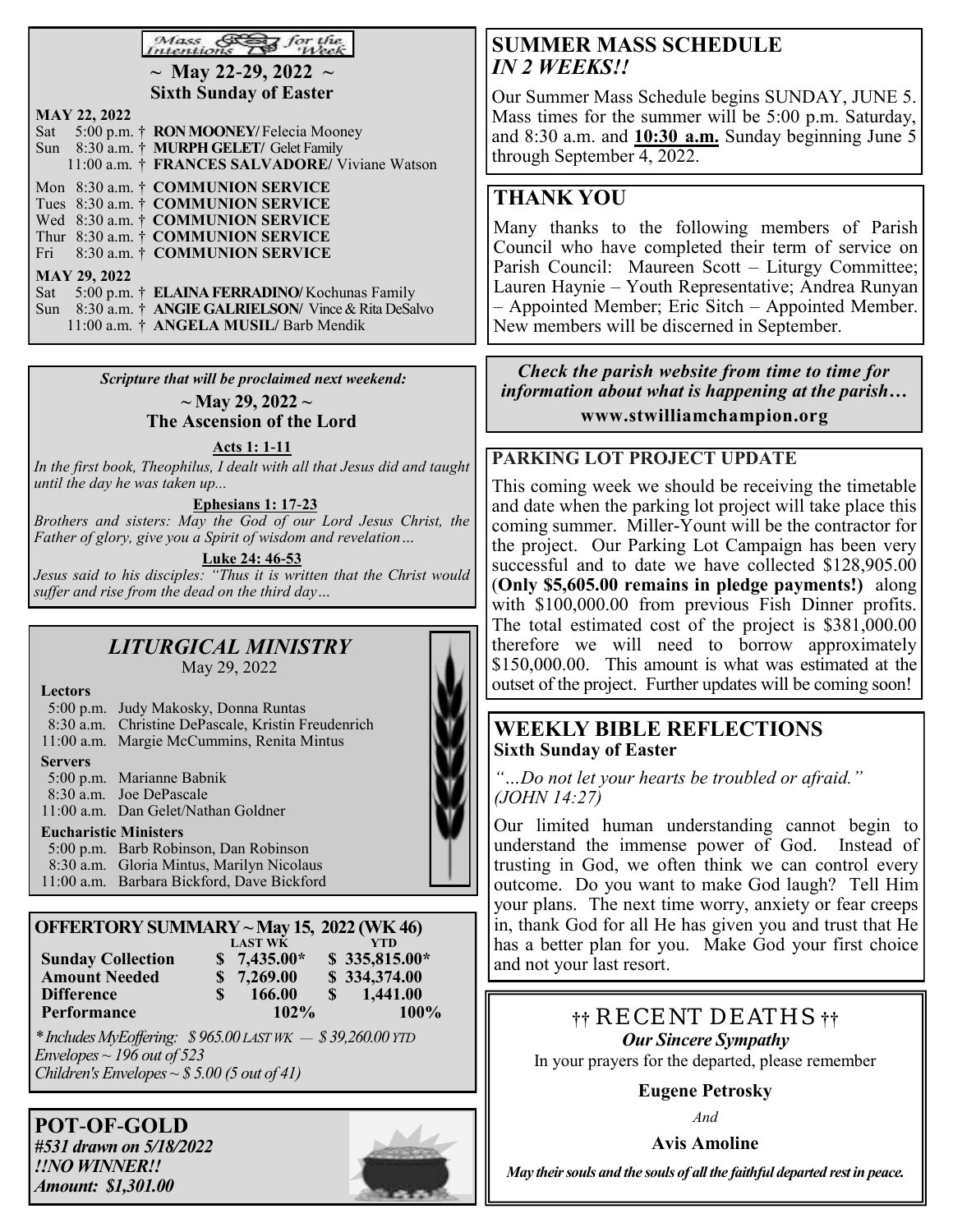## Mass Intentions for the Week

### ~ May 22-29, 2022 ~
### Sixth Sunday of Easter

**MAY 22, 2022**

Sat 5:00 p.m. † **RON MOONEY/** Felecia Mooney
Sun 8:30 a.m. † **MURPH GELET/** Gelet Family
11:00 a.m. † **FRANCES SALVADORE/** Viviane Watson

Mon 8:30 a.m. † **COMMUNION SERVICE**
Tues 8:30 a.m. † **COMMUNION SERVICE**
Wed 8:30 a.m. † **COMMUNION SERVICE**
Thur 8:30 a.m. † **COMMUNION SERVICE**
Fri 8:30 a.m. † **COMMUNION SERVICE**

**MAY 29, 2022**

Sat 5:00 p.m. † **ELAINA FERRADINO/** Kochunas Family
Sun 8:30 a.m. † **ANGIE GALRIELSON/** Vince & Rita DeSalvo
11:00 a.m. † **ANGELA MUSIL/** Barb Mendik

***Scripture that will be proclaimed next weekend:***

**~ May 29, 2022 ~**
**The Ascension of the Lord**

**Acts 1: 1-11**
*In the first book, Theophilus, I dealt with all that Jesus did and taught until the day he was taken up...*

**Ephesians 1: 17-23**
*Brothers and sisters: May the God of our Lord Jesus Christ, the Father of glory, give you a Spirit of wisdom and revelation…*

**Luke 24: 46-53**
*Jesus said to his disciples: "Thus it is written that the Christ would suffer and rise from the dead on the third day…*

## *LITURGICAL MINISTRY*
May 29, 2022

**Lectors**
5:00 p.m. Judy Makosky, Donna Runtas
8:30 a.m. Christine DePascale, Kristin Freudenrich
11:00 a.m. Margie McCummins, Renita Mintus

**Servers**
5:00 p.m. Marianne Babnik
8:30 a.m. Joe DePascale
11:00 a.m. Dan Gelet/Nathan Goldner

**Eucharistic Ministers**
5:00 p.m. Barb Robinson, Dan Robinson
8:30 a.m. Gloria Mintus, Marilyn Nicolaus
11:00 a.m. Barbara Bickford, Dave Bickford

## OFFERTORY SUMMARY ~ May 15, 2022 (WK 46)

| | LAST WK | YTD |
|---|---|---|
| **Sunday Collection** | $ 7,435.00* | $ 335,815.00* |
| **Amount Needed** | $ 7,269.00 | $ 334,374.00 |
| **Difference** | $ 166.00 | $ 1,441.00 |
| **Performance** | 102% | 100% |

*\* Includes MyEoffering: $ 965.00 LAST WK — $ 39,260.00 YTD*
*Envelopes ~ 196 out of 523*
*Children's Envelopes ~ $ 5.00 (5 out of 41)*

## POT-OF-GOLD
***#531 drawn on 5/18/2022***
***!!NO WINNER!!***
***Amount: $1,301.00***

## SUMMER MASS SCHEDULE *IN 2 WEEKS!!*

Our Summer Mass Schedule begins SUNDAY, JUNE 5. Mass times for the summer will be 5:00 p.m. Saturday, and 8:30 a.m. and **10:30 a.m.** Sunday beginning June 5 through September 4, 2022.

## THANK YOU

Many thanks to the following members of Parish Council who have completed their term of service on Parish Council: Maureen Scott – Liturgy Committee; Lauren Haynie – Youth Representative; Andrea Runyan – Appointed Member; Eric Sitch – Appointed Member. New members will be discerned in September.

***Check the parish website from time to time for information about what is happening at the parish…***
**www.stwilliamchampion.org**

## PARKING LOT PROJECT UPDATE

This coming week we should be receiving the timetable and date when the parking lot project will take place this coming summer. Miller-Yount will be the contractor for the project. Our Parking Lot Campaign has been very successful and to date we have collected $128,905.00 (**Only $5,605.00 remains in pledge payments!)** along with $100,000.00 from previous Fish Dinner profits. The total estimated cost of the project is $381,000.00 therefore we will need to borrow approximately $150,000.00. This amount is what was estimated at the outset of the project. Further updates will be coming soon!

## WEEKLY BIBLE REFLECTIONS
**Sixth Sunday of Easter**

*"…Do not let your hearts be troubled or afraid." (JOHN 14:27)*

Our limited human understanding cannot begin to understand the immense power of God. Instead of trusting in God, we often think we can control every outcome. Do you want to make God laugh? Tell Him your plans. The next time worry, anxiety or fear creeps in, thank God for all He has given you and trust that He has a better plan for you. Make God your first choice and not your last resort.

## †† RECENT DEATHS ††
***Our Sincere Sympathy***

In your prayers for the departed, please remember

**Eugene Petrosky**

*And*

**Avis Amoline**

***May their souls and the souls of all the faithful departed rest in peace.***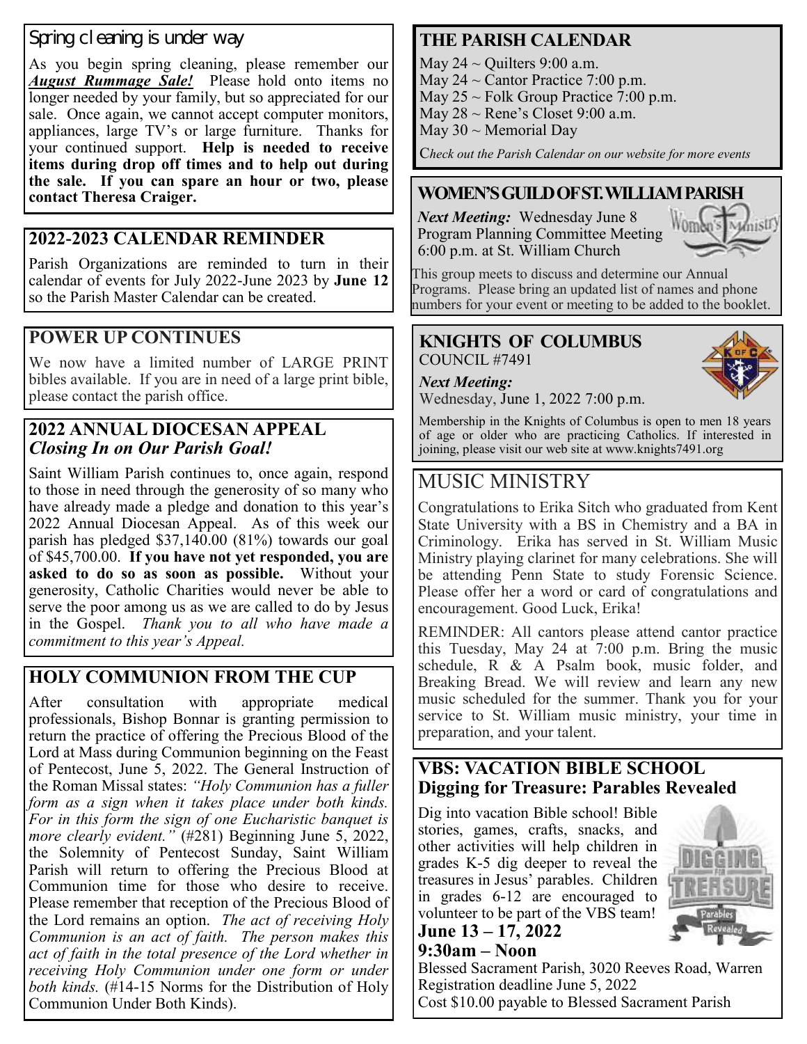## Spring cleaning is under way

As you begin spring cleaning, please remember our ***August Rummage Sale!*** Please hold onto items no longer needed by your family, but so appreciated for our sale. Once again, we cannot accept computer monitors, appliances, large TV's or large furniture. Thanks for your continued support. **Help is needed to receive items during drop off times and to help out during the sale. If you can spare an hour or two, please contact Theresa Craiger.**

## 2022-2023 CALENDAR REMINDER

Parish Organizations are reminded to turn in their calendar of events for July 2022-June 2023 by **June 12** so the Parish Master Calendar can be created.

## POWER UP CONTINUES

We now have a limited number of LARGE PRINT bibles available. If you are in need of a large print bible, please contact the parish office.

## 2022 ANNUAL DIOCESAN APPEAL
### *Closing In on Our Parish Goal!*

Saint William Parish continues to, once again, respond to those in need through the generosity of so many who have already made a pledge and donation to this year's 2022 Annual Diocesan Appeal. As of this week our parish has pledged $37,140.00 (81%) towards our goal of $45,700.00. **If you have not yet responded, you are asked to do so as soon as possible.** Without your generosity, Catholic Charities would never be able to serve the poor among us as we are called to do by Jesus in the Gospel. *Thank you to all who have made a commitment to this year's Appeal.*

## HOLY COMMUNION FROM THE CUP

After consultation with appropriate medical professionals, Bishop Bonnar is granting permission to return the practice of offering the Precious Blood of the Lord at Mass during Communion beginning on the Feast of Pentecost, June 5, 2022. The General Instruction of the Roman Missal states: *"Holy Communion has a fuller form as a sign when it takes place under both kinds. For in this form the sign of one Eucharistic banquet is more clearly evident."* (#281) Beginning June 5, 2022, the Solemnity of Pentecost Sunday, Saint William Parish will return to offering the Precious Blood at Communion time for those who desire to receive. Please remember that reception of the Precious Blood of the Lord remains an option. *The act of receiving Holy Communion is an act of faith. The person makes this act of faith in the total presence of the Lord whether in receiving Holy Communion under one form or under both kinds.* (#14-15 Norms for the Distribution of Holy Communion Under Both Kinds).

## THE PARISH CALENDAR

May 24 ~ Quilters 9:00 a.m.
May 24 ~ Cantor Practice 7:00 p.m.
May 25 ~ Folk Group Practice 7:00 p.m.
May 28 ~ Rene's Closet 9:00 a.m.
May 30 ~ Memorial Day

*Check out the Parish Calendar on our website for more events*

## WOMEN'S GUILD OF ST. WILLIAM PARISH

***Next Meeting:*** Wednesday June 8
Program Planning Committee Meeting
6:00 p.m. at St. William Church

This group meets to discuss and determine our Annual Programs. Please bring an updated list of names and phone numbers for your event or meeting to be added to the booklet.

## KNIGHTS OF COLUMBUS
COUNCIL #7491

***Next Meeting:***
Wednesday, June 1, 2022 7:00 p.m.

Membership in the Knights of Columbus is open to men 18 years of age or older who are practicing Catholics. If interested in joining, please visit our web site at www.knights7491.org

## MUSIC MINISTRY

Congratulations to Erika Sitch who graduated from Kent State University with a BS in Chemistry and a BA in Criminology. Erika has served in St. William Music Ministry playing clarinet for many celebrations. She will be attending Penn State to study Forensic Science. Please offer her a word or card of congratulations and encouragement. Good Luck, Erika!

REMINDER: All cantors please attend cantor practice this Tuesday, May 24 at 7:00 p.m. Bring the music schedule, R & A Psalm book, music folder, and Breaking Bread. We will review and learn any new music scheduled for the summer. Thank you for your service to St. William music ministry, your time in preparation, and your talent.

## VBS: VACATION BIBLE SCHOOL
### Digging for Treasure: Parables Revealed

Dig into vacation Bible school! Bible stories, games, crafts, snacks, and other activities will help children in grades K-5 dig deeper to reveal the treasures in Jesus' parables. Children in grades 6-12 are encouraged to volunteer to be part of the VBS team!

**June 13 – 17, 2022**
**9:30am – Noon**

Blessed Sacrament Parish, 3020 Reeves Road, Warren
Registration deadline June 5, 2022
Cost $10.00 payable to Blessed Sacrament Parish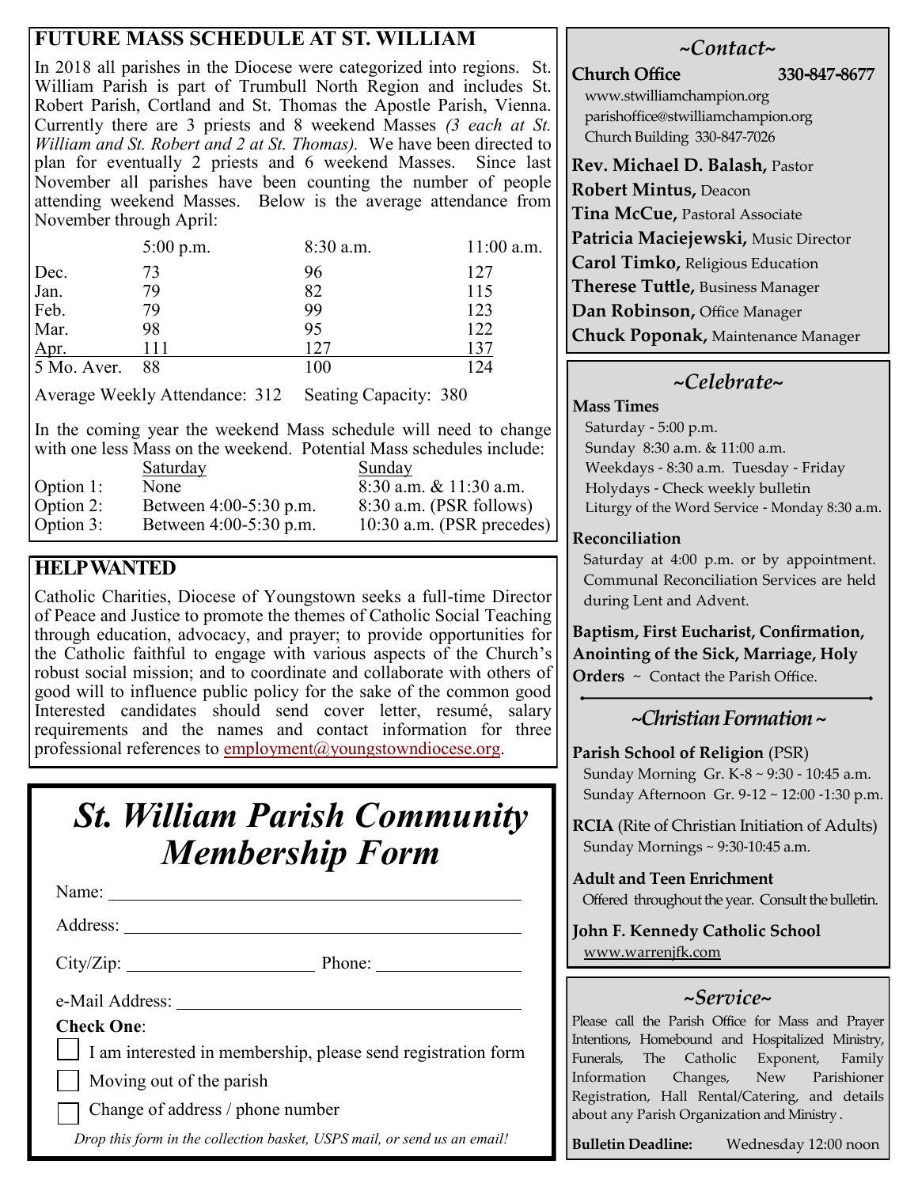## FUTURE MASS SCHEDULE AT ST. WILLIAM

In 2018 all parishes in the Diocese were categorized into regions. St. William Parish is part of Trumbull North Region and includes St. Robert Parish, Cortland and St. Thomas the Apostle Parish, Vienna. Currently there are 3 priests and 8 weekend Masses *(3 each at St. William and St. Robert and 2 at St. Thomas).* We have been directed to plan for eventually 2 priests and 6 weekend Masses. Since last November all parishes have been counting the number of people attending weekend Masses. Below is the average attendance from November through April:

| | 5:00 p.m. | 8:30 a.m. | 11:00 a.m. |
|---|---|---|---|
| Dec. | 73 | 96 | 127 |
| Jan. | 79 | 82 | 115 |
| Feb. | 79 | 99 | 123 |
| Mar. | 98 | 95 | 122 |
| Apr. | 111 | 127 | 137 |
| 5 Mo. Aver. | 88 | 100 | 124 |

Average Weekly Attendance: 312 Seating Capacity: 380

In the coming year the weekend Mass schedule will need to change with one less Mass on the weekend. Potential Mass schedules include:

| | Saturday | Sunday |
|---|---|---|
| Option 1: | None | 8:30 a.m. & 11:30 a.m. |
| Option 2: | Between 4:00-5:30 p.m. | 8:30 a.m. (PSR follows) |
| Option 3: | Between 4:00-5:30 p.m. | 10:30 a.m. (PSR precedes) |

## HELP WANTED

Catholic Charities, Diocese of Youngstown seeks a full-time Director of Peace and Justice to promote the themes of Catholic Social Teaching through education, advocacy, and prayer; to provide opportunities for the Catholic faithful to engage with various aspects of the Church's robust social mission; and to coordinate and collaborate with others of good will to influence public policy for the sake of the common good Interested candidates should send cover letter, resumé, salary requirements and the names and contact information for three professional references to employment@youngstowndiocese.org.

# *St. William Parish Community Membership Form*

Name: ______________________________

Address: ______________________________

City/Zip: ____________________ Phone: ________________

e-Mail Address: ______________________________

**Check One**:

☐ I am interested in membership, please send registration form

☐ Moving out of the parish

☐ Change of address / phone number

*Drop this form in the collection basket, USPS mail, or send us an email!*

## *~Contact~*

**Church Office** **330-847-8677**

www.stwilliamchampion.org
parishoffice@stwilliamchampion.org
Church Building 330-847-7026

**Rev. Michael D. Balash,** Pastor
**Robert Mintus,** Deacon
**Tina McCue,** Pastoral Associate
**Patricia Maciejewski,** Music Director
**Carol Timko,** Religious Education
**Therese Tuttle,** Business Manager
**Dan Robinson,** Office Manager
**Chuck Poponak,** Maintenance Manager

## *~Celebrate~*

**Mass Times**
Saturday - 5:00 p.m.
Sunday 8:30 a.m. & 11:00 a.m.
Weekdays - 8:30 a.m. Tuesday - Friday
Holydays - Check weekly bulletin
Liturgy of the Word Service - Monday 8:30 a.m.

**Reconciliation**
Saturday at 4:00 p.m. or by appointment. Communal Reconciliation Services are held during Lent and Advent.

**Baptism, First Eucharist, Confirmation, Anointing of the Sick, Marriage, Holy Orders** ~ Contact the Parish Office.

## *~Christian Formation ~*

**Parish School of Religion** (PSR)
Sunday Morning Gr. K-8 ~ 9:30 - 10:45 a.m.
Sunday Afternoon Gr. 9-12 ~ 12:00 -1:30 p.m.

**RCIA** (Rite of Christian Initiation of Adults)
Sunday Mornings ~ 9:30-10:45 a.m.

**Adult and Teen Enrichment**
Offered throughout the year. Consult the bulletin.

**John F. Kennedy Catholic School**
www.warrenjfk.com

## *~Service~*

Please call the Parish Office for Mass and Prayer Intentions, Homebound and Hospitalized Ministry, Funerals, The Catholic Exponent, Family Information Changes, New Parishioner Registration, Hall Rental/Catering, and details about any Parish Organization and Ministry .

**Bulletin Deadline:** Wednesday 12:00 noon